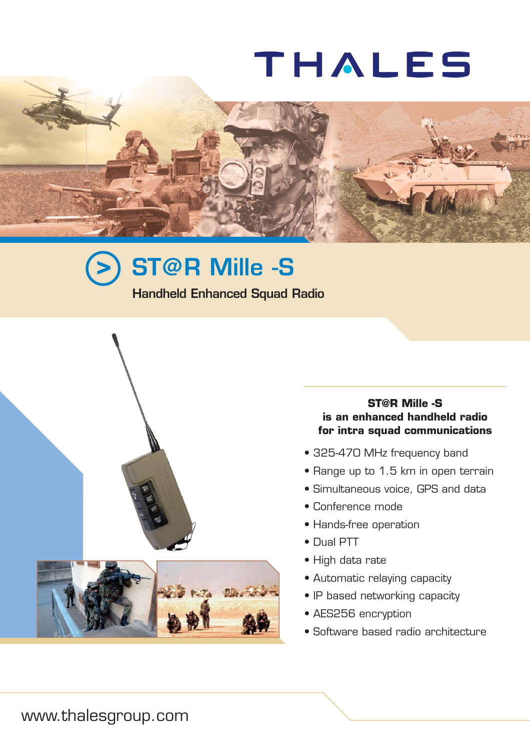THALES

# ST@R Mille -S

## Handheld Enhanced Squad Radio

**ST@R Mille -S is an enhanced handheld radio for intra squad communications**

- 325-470 MHz frequency band
- Range up to 1.5 km in open terrain
- Simultaneous voice, GPS and data
- Conference mode
- Hands-free operation
- Dual PTT
- High data rate
- Automatic relaying capacity
- IP based networking capacity
- AES256 encryption
- Software based radio architecture

www.thalesgroup.com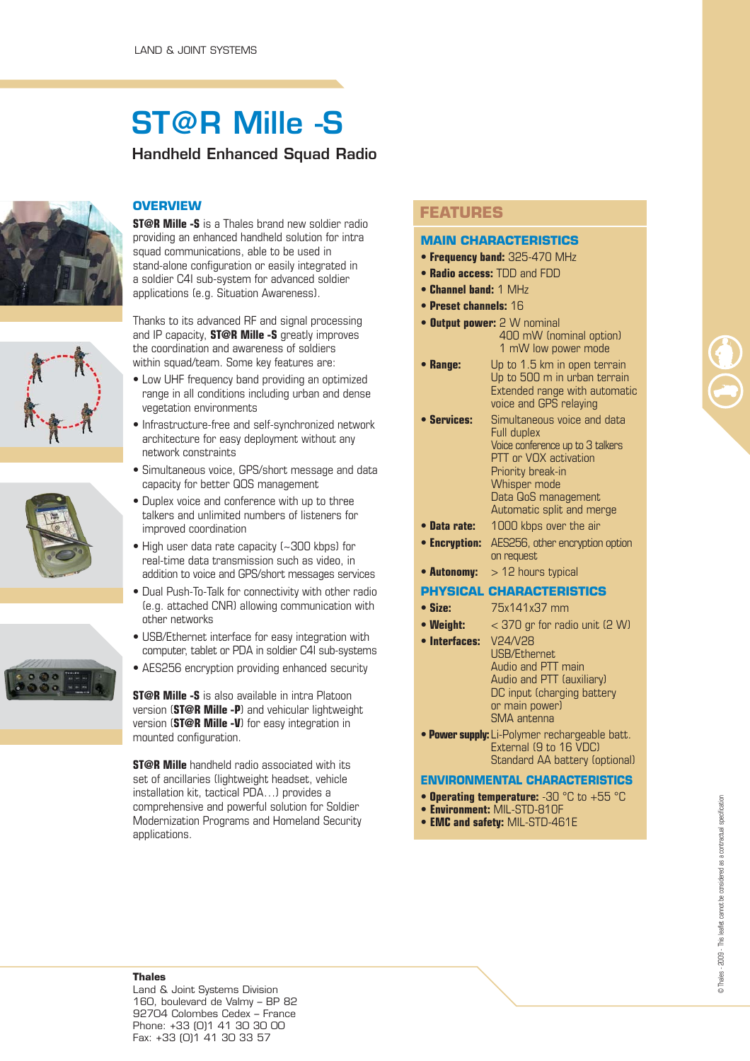LAND & JOINT SYSTEMS

# ST@R Mille -S

## Handheld Enhanced Squad Radio

### OVERVIEW

**ST@R Mille -S** is a Thales brand new soldier radio providing an enhanced handheld solution for intra squad communications, able to be used in stand-alone configuration or easily integrated in a soldier C4I sub-system for advanced soldier applications (e.g. Situation Awareness).

Thanks to its advanced RF and signal processing and IP capacity, **ST@R Mille -S** greatly improves the coordination and awareness of soldiers within squad/team. Some key features are:

- Low UHF frequency band providing an optimized range in all conditions including urban and dense vegetation environments
- Infrastructure-free and self-synchronized network architecture for easy deployment without any network constraints
- Simultaneous voice, GPS/short message and data capacity for better QOS management
- Duplex voice and conference with up to three talkers and unlimited numbers of listeners for improved coordination
- High user data rate capacity (~300 kbps) for real-time data transmission such as video, in addition to voice and GPS/short messages services
- Dual Push-To-Talk for connectivity with other radio (e.g. attached CNR) allowing communication with other networks
- USB/Ethernet interface for easy integration with computer, tablet or PDA in soldier C4I sub-systems
- AES256 encryption providing enhanced security

**ST@R Mille -S** is also available in intra Platoon version (**ST@R Mille -P**) and vehicular lightweight version (**ST@R Mille -V**) for easy integration in mounted configuration.

**ST@R Mille** handheld radio associated with its set of ancillaries (lightweight headset, vehicle installation kit, tactical PDA…) provides a comprehensive and powerful solution for Soldier Modernization Programs and Homeland Security applications.

### FEATURES

#### MAIN CHARACTERISTICS

- **Frequency band:** 325-470 MHz
- **Radio access:** TDD and FDD
- **Channel band:** 1 MHz
- **Preset channels:** 16
- **Output power:** 2 W nominal
  400 mW (nominal option)
  1 mW low power mode
- **Range:** Up to 1.5 km in open terrain
  Up to 500 m in urban terrain
  Extended range with automatic voice and GPS relaying
- **Services:** Simultaneous voice and data
  Full duplex
  Voice conference up to 3 talkers
  PTT or VOX activation
  Priority break-in
  Whisper mode
  Data QoS management
  Automatic split and merge
- **Data rate:** 1000 kbps over the air
- **Encryption:** AES256, other encryption option on request
- **Autonomy:** > 12 hours typical

#### PHYSICAL CHARACTERISTICS

- **Size:** 75x141x37 mm
- **Weight:** < 370 gr for radio unit (2 W)
- **Interfaces:** V24/V28
  USB/Ethernet
  Audio and PTT main
  Audio and PTT (auxiliary)
  DC input (charging battery or main power)
  SMA antenna
- **Power supply:** Li-Polymer rechargeable batt.
  External (9 to 16 VDC)
  Standard AA battery (optional)

#### ENVIRONMENTAL CHARACTERISTICS

- **Operating temperature:** -30 °C to +55 °C
- **Environment:** MIL-STD-810F
- **EMC and safety:** MIL-STD-461E

**Thales**
Land & Joint Systems Division
160, boulevard de Valmy – BP 82
92704 Colombes Cedex – France
Phone: +33 (0)1 41 30 30 00
Fax: +33 (0)1 41 30 33 57

© Thales - 2009 - This leaflet cannot be considered as a contractual specification